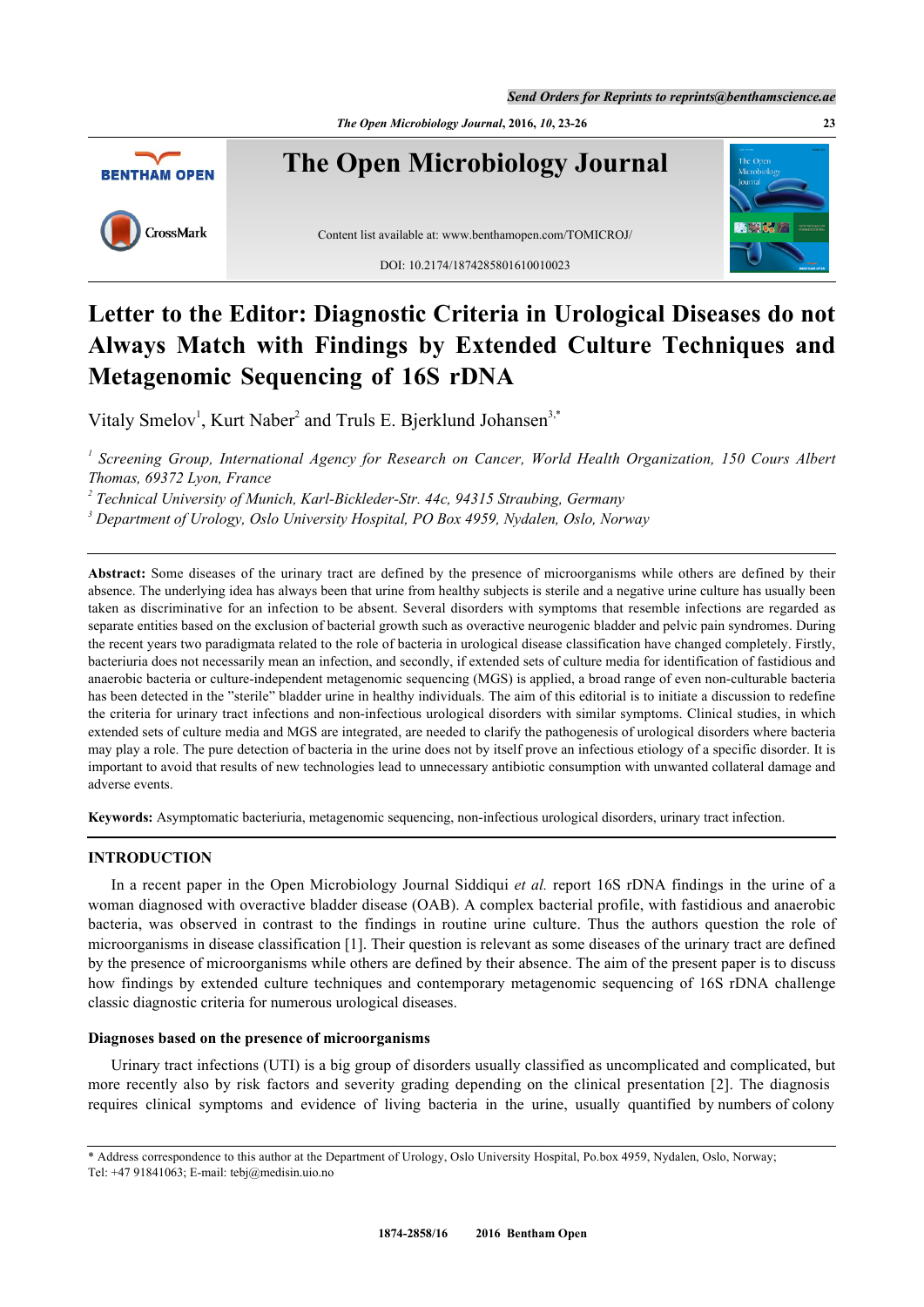# Letter to the Editor: Diagnostic Criteria in Urological Diseases do not Always Match with Findings by Extended Culture Techniques and Metagenomic Sequencing of 16S rDNA

Vitaly Smelov[1], Kurt Naber[2] and Truls E. Bjerklund Johansen[3,*]

[1] *Screening Group, International Agency for Research on Cancer, World Health Organization, 150 Cours Albert Thomas, 69372 Lyon, France*

[2] *Technical University of Munich, Karl-Bickleder-Str. 44c, 94315 Straubing, Germany*

[3] *Department of Urology, Oslo University Hospital, PO Box 4959, Nydalen, Oslo, Norway*

**Abstract:** Some diseases of the urinary tract are defined by the presence of microorganisms while others are defined by their absence. The underlying idea has always been that urine from healthy subjects is sterile and a negative urine culture has usually been taken as discriminative for an infection to be absent. Several disorders with symptoms that resemble infections are regarded as separate entities based on the exclusion of bacterial growth such as overactive neurogenic bladder and pelvic pain syndromes. During the recent years two paradigmata related to the role of bacteria in urological disease classification have changed completely. Firstly, bacteriuria does not necessarily mean an infection, and secondly, if extended sets of culture media for identification of fastidious and anaerobic bacteria or culture-independent metagenomic sequencing (MGS) is applied, a broad range of even non-culturable bacteria has been detected in the "sterile" bladder urine in healthy individuals. The aim of this editorial is to initiate a discussion to redefine the criteria for urinary tract infections and non-infectious urological disorders with similar symptoms. Clinical studies, in which extended sets of culture media and MGS are integrated, are needed to clarify the pathogenesis of urological disorders where bacteria may play a role. The pure detection of bacteria in the urine does not by itself prove an infectious etiology of a specific disorder. It is important to avoid that results of new technologies lead to unnecessary antibiotic consumption with unwanted collateral damage and adverse events.

**Keywords:** Asymptomatic bacteriuria, metagenomic sequencing, non-infectious urological disorders, urinary tract infection.

## INTRODUCTION

In a recent paper in the Open Microbiology Journal Siddiqui *et al.* report 16S rDNA findings in the urine of a woman diagnosed with overactive bladder disease (OAB). A complex bacterial profile, with fastidious and anaerobic bacteria, was observed in contrast to the findings in routine urine culture. Thus the authors question the role of microorganisms in disease classification [1]. Their question is relevant as some diseases of the urinary tract are defined by the presence of microorganisms while others are defined by their absence. The aim of the present paper is to discuss how findings by extended culture techniques and contemporary metagenomic sequencing of 16S rDNA challenge classic diagnostic criteria for numerous urological diseases.

### Diagnoses based on the presence of microorganisms

Urinary tract infections (UTI) is a big group of disorders usually classified as uncomplicated and complicated, but more recently also by risk factors and severity grading depending on the clinical presentation [2]. The diagnosis requires clinical symptoms and evidence of living bacteria in the urine, usually quantified by numbers of colony

\* Address correspondence to this author at the Department of Urology, Oslo University Hospital, Po.box 4959, Nydalen, Oslo, Norway; Tel: +47 91841063; E-mail: tebj@medisin.uio.no

1874-2858/16 2016 Bentham Open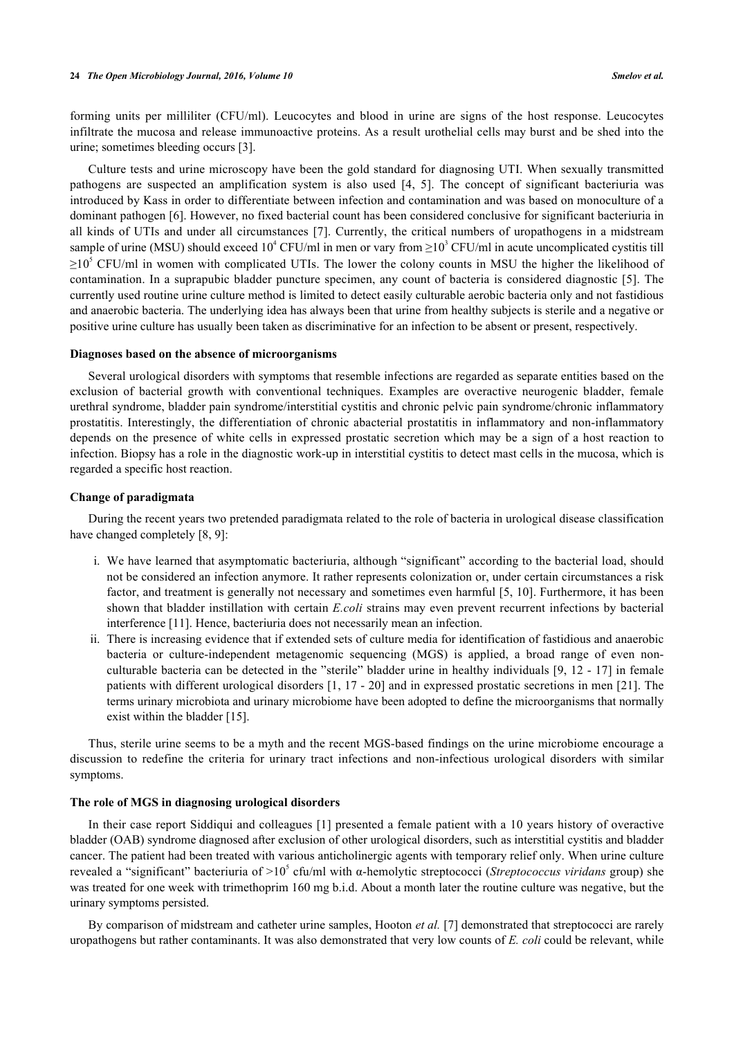forming units per milliliter (CFU/ml). Leucocytes and blood in urine are signs of the host response. Leucocytes infiltrate the mucosa and release immunoactive proteins. As a result urothelial cells may burst and be shed into the urine; sometimes bleeding occurs [3].

Culture tests and urine microscopy have been the gold standard for diagnosing UTI. When sexually transmitted pathogens are suspected an amplification system is also used [4, 5]. The concept of significant bacteriuria was introduced by Kass in order to differentiate between infection and contamination and was based on monoculture of a dominant pathogen [6]. However, no fixed bacterial count has been considered conclusive for significant bacteriuria in all kinds of UTIs and under all circumstances [7]. Currently, the critical numbers of uropathogens in a midstream sample of urine (MSU) should exceed $10^4$ CFU/ml in men or vary from $\geq 10^3$ CFU/ml in acute uncomplicated cystitis till $\geq 10^5$ CFU/ml in women with complicated UTIs. The lower the colony counts in MSU the higher the likelihood of contamination. In a suprapubic bladder puncture specimen, any count of bacteria is considered diagnostic [5]. The currently used routine urine culture method is limited to detect easily culturable aerobic bacteria only and not fastidious and anaerobic bacteria. The underlying idea has always been that urine from healthy subjects is sterile and a negative or positive urine culture has usually been taken as discriminative for an infection to be absent or present, respectively.

### Diagnoses based on the absence of microorganisms

Several urological disorders with symptoms that resemble infections are regarded as separate entities based on the exclusion of bacterial growth with conventional techniques. Examples are overactive neurogenic bladder, female urethral syndrome, bladder pain syndrome/interstitial cystitis and chronic pelvic pain syndrome/chronic inflammatory prostatitis. Interestingly, the differentiation of chronic abacterial prostatitis in inflammatory and non-inflammatory depends on the presence of white cells in expressed prostatic secretion which may be a sign of a host reaction to infection. Biopsy has a role in the diagnostic work-up in interstitial cystitis to detect mast cells in the mucosa, which is regarded a specific host reaction.

### Change of paradigmata

During the recent years two pretended paradigmata related to the role of bacteria in urological disease classification have changed completely [8, 9]:

i. We have learned that asymptomatic bacteriuria, although "significant" according to the bacterial load, should not be considered an infection anymore. It rather represents colonization or, under certain circumstances a risk factor, and treatment is generally not necessary and sometimes even harmful [5, 10]. Furthermore, it has been shown that bladder instillation with certain *E.coli* strains may even prevent recurrent infections by bacterial interference [11]. Hence, bacteriuria does not necessarily mean an infection.
ii. There is increasing evidence that if extended sets of culture media for identification of fastidious and anaerobic bacteria or culture-independent metagenomic sequencing (MGS) is applied, a broad range of even non-culturable bacteria can be detected in the "sterile" bladder urine in healthy individuals [9, 12 - 17] in female patients with different urological disorders [1, 17 - 20] and in expressed prostatic secretions in men [21]. The terms urinary microbiota and urinary microbiome have been adopted to define the microorganisms that normally exist within the bladder [15].

Thus, sterile urine seems to be a myth and the recent MGS-based findings on the urine microbiome encourage a discussion to redefine the criteria for urinary tract infections and non-infectious urological disorders with similar symptoms.

### The role of MGS in diagnosing urological disorders

In their case report Siddiqui and colleagues [1] presented a female patient with a 10 years history of overactive bladder (OAB) syndrome diagnosed after exclusion of other urological disorders, such as interstitial cystitis and bladder cancer. The patient had been treated with various anticholinergic agents with temporary relief only. When urine culture revealed a "significant" bacteriuria of $>10^5$ cfu/ml with α-hemolytic streptococci (*Streptococcus viridans* group) she was treated for one week with trimethoprim 160 mg b.i.d. About a month later the routine culture was negative, but the urinary symptoms persisted.

By comparison of midstream and catheter urine samples, Hooton *et al.* [7] demonstrated that streptococci are rarely uropathogens but rather contaminants. It was also demonstrated that very low counts of *E. coli* could be relevant, while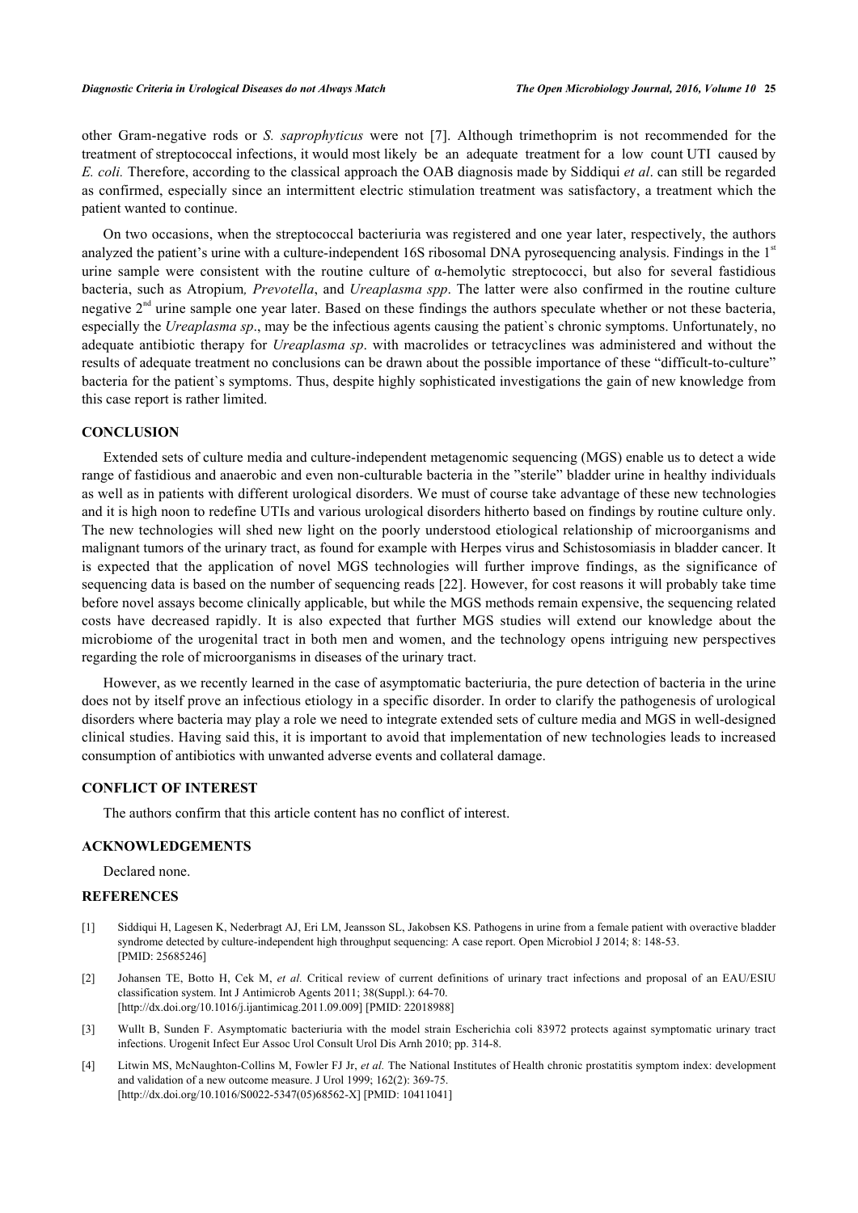other Gram-negative rods or *S. saprophyticus* were not [7]. Although trimethoprim is not recommended for the treatment of streptococcal infections, it would most likely be an adequate treatment for a low count UTI caused by *E. coli.* Therefore, according to the classical approach the OAB diagnosis made by Siddiqui *et al*. can still be regarded as confirmed, especially since an intermittent electric stimulation treatment was satisfactory, a treatment which the patient wanted to continue.

On two occasions, when the streptococcal bacteriuria was registered and one year later, respectively, the authors analyzed the patient's urine with a culture-independent 16S ribosomal DNA pyrosequencing analysis. Findings in the 1st urine sample were consistent with the routine culture of α-hemolytic streptococci, but also for several fastidious bacteria, such as Atropium*, Prevotella*, and *Ureaplasma spp*. The latter were also confirmed in the routine culture negative 2nd urine sample one year later. Based on these findings the authors speculate whether or not these bacteria, especially the *Ureaplasma sp*., may be the infectious agents causing the patient`s chronic symptoms. Unfortunately, no adequate antibiotic therapy for *Ureaplasma sp*. with macrolides or tetracyclines was administered and without the results of adequate treatment no conclusions can be drawn about the possible importance of these "difficult-to-culture" bacteria for the patient`s symptoms. Thus, despite highly sophisticated investigations the gain of new knowledge from this case report is rather limited.

## CONCLUSION

Extended sets of culture media and culture-independent metagenomic sequencing (MGS) enable us to detect a wide range of fastidious and anaerobic and even non-culturable bacteria in the "sterile" bladder urine in healthy individuals as well as in patients with different urological disorders. We must of course take advantage of these new technologies and it is high noon to redefine UTIs and various urological disorders hitherto based on findings by routine culture only. The new technologies will shed new light on the poorly understood etiological relationship of microorganisms and malignant tumors of the urinary tract, as found for example with Herpes virus and Schistosomiasis in bladder cancer. It is expected that the application of novel MGS technologies will further improve findings, as the significance of sequencing data is based on the number of sequencing reads [22]. However, for cost reasons it will probably take time before novel assays become clinically applicable, but while the MGS methods remain expensive, the sequencing related costs have decreased rapidly. It is also expected that further MGS studies will extend our knowledge about the microbiome of the urogenital tract in both men and women, and the technology opens intriguing new perspectives regarding the role of microorganisms in diseases of the urinary tract.

However, as we recently learned in the case of asymptomatic bacteriuria, the pure detection of bacteria in the urine does not by itself prove an infectious etiology in a specific disorder. In order to clarify the pathogenesis of urological disorders where bacteria may play a role we need to integrate extended sets of culture media and MGS in well-designed clinical studies. Having said this, it is important to avoid that implementation of new technologies leads to increased consumption of antibiotics with unwanted adverse events and collateral damage.

## CONFLICT OF INTEREST

The authors confirm that this article content has no conflict of interest.

## ACKNOWLEDGEMENTS

Declared none.

## REFERENCES

[1] Siddiqui H, Lagesen K, Nederbragt AJ, Eri LM, Jeansson SL, Jakobsen KS. Pathogens in urine from a female patient with overactive bladder syndrome detected by culture-independent high throughput sequencing: A case report. Open Microbiol J 2014; 8: 148-53. [PMID: 25685246]

[2] Johansen TE, Botto H, Cek M, *et al.* Critical review of current definitions of urinary tract infections and proposal of an EAU/ESIU classification system. Int J Antimicrob Agents 2011; 38(Suppl.): 64-70. [http://dx.doi.org/10.1016/j.ijantimicag.2011.09.009] [PMID: 22018988]

[3] Wullt B, Sunden F. Asymptomatic bacteriuria with the model strain Escherichia coli 83972 protects against symptomatic urinary tract infections. Urogenit Infect Eur Assoc Urol Consult Urol Dis Arnh 2010; pp. 314-8.

[4] Litwin MS, McNaughton-Collins M, Fowler FJ Jr, *et al.* The National Institutes of Health chronic prostatitis symptom index: development and validation of a new outcome measure. J Urol 1999; 162(2): 369-75. [http://dx.doi.org/10.1016/S0022-5347(05)68562-X] [PMID: 10411041]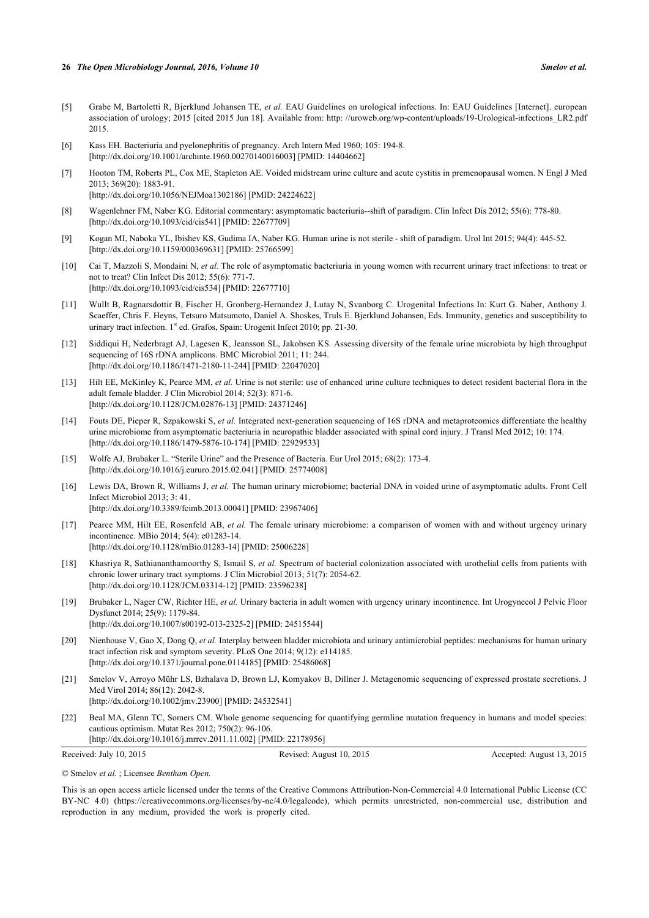[5] Grabe M, Bartoletti R, Bjerklund Johansen TE, *et al.* EAU Guidelines on urological infections. In: EAU Guidelines [Internet]. european association of urology; 2015 [cited 2015 Jun 18]. Available from: http: //uroweb.org/wp-content/uploads/19-Urological-infections_LR2.pdf 2015.

[6] Kass EH. Bacteriuria and pyelonephritis of pregnancy. Arch Intern Med 1960; 105: 194-8. [http://dx.doi.org/10.1001/archinte.1960.00270140016003] [PMID: 14404662]

[7] Hooton TM, Roberts PL, Cox ME, Stapleton AE. Voided midstream urine culture and acute cystitis in premenopausal women. N Engl J Med 2013; 369(20): 1883-91. [http://dx.doi.org/10.1056/NEJMoa1302186] [PMID: 24224622]

[8] Wagenlehner FM, Naber KG. Editorial commentary: asymptomatic bacteriuria--shift of paradigm. Clin Infect Dis 2012; 55(6): 778-80. [http://dx.doi.org/10.1093/cid/cis541] [PMID: 22677709]

[9] Kogan MI, Naboka YL, Ibishev KS, Gudima IA, Naber KG. Human urine is not sterile - shift of paradigm. Urol Int 2015; 94(4): 445-52. [http://dx.doi.org/10.1159/000369631] [PMID: 25766599]

[10] Cai T, Mazzoli S, Mondaini N, *et al.* The role of asymptomatic bacteriuria in young women with recurrent urinary tract infections: to treat or not to treat? Clin Infect Dis 2012; 55(6): 771-7. [http://dx.doi.org/10.1093/cid/cis534] [PMID: 22677710]

[11] Wullt B, Ragnarsdottir B, Fischer H, Gronberg-Hernandez J, Lutay N, Svanborg C. Urogenital Infections In: Kurt G. Naber, Anthony J. Scaeffer, Chris F. Heyns, Tetsuro Matsumoto, Daniel A. Shoskes, Truls E. Bjerklund Johansen, Eds. Immunity, genetics and susceptibility to urinary tract infection. 1st ed. Grafos, Spain: Urogenit Infect 2010; pp. 21-30.

[12] Siddiqui H, Nederbragt AJ, Lagesen K, Jeansson SL, Jakobsen KS. Assessing diversity of the female urine microbiota by high throughput sequencing of 16S rDNA amplicons. BMC Microbiol 2011; 11: 244. [http://dx.doi.org/10.1186/1471-2180-11-244] [PMID: 22047020]

[13] Hilt EE, McKinley K, Pearce MM, *et al.* Urine is not sterile: use of enhanced urine culture techniques to detect resident bacterial flora in the adult female bladder. J Clin Microbiol 2014; 52(3): 871-6. [http://dx.doi.org/10.1128/JCM.02876-13] [PMID: 24371246]

[14] Fouts DE, Pieper R, Szpakowski S, *et al.* Integrated next-generation sequencing of 16S rDNA and metaproteomics differentiate the healthy urine microbiome from asymptomatic bacteriuria in neuropathic bladder associated with spinal cord injury. J Transl Med 2012; 10: 174. [http://dx.doi.org/10.1186/1479-5876-10-174] [PMID: 22929533]

[15] Wolfe AJ, Brubaker L. "Sterile Urine" and the Presence of Bacteria. Eur Urol 2015; 68(2): 173-4. [http://dx.doi.org/10.1016/j.eururo.2015.02.041] [PMID: 25774008]

[16] Lewis DA, Brown R, Williams J, *et al.* The human urinary microbiome; bacterial DNA in voided urine of asymptomatic adults. Front Cell Infect Microbiol 2013; 3: 41. [http://dx.doi.org/10.3389/fcimb.2013.00041] [PMID: 23967406]

[17] Pearce MM, Hilt EE, Rosenfeld AB, *et al.* The female urinary microbiome: a comparison of women with and without urgency urinary incontinence. MBio 2014; 5(4): e01283-14. [http://dx.doi.org/10.1128/mBio.01283-14] [PMID: 25006228]

[18] Khasriya R, Sathiananthamoorthy S, Ismail S, *et al.* Spectrum of bacterial colonization associated with urothelial cells from patients with chronic lower urinary tract symptoms. J Clin Microbiol 2013; 51(7): 2054-62. [http://dx.doi.org/10.1128/JCM.03314-12] [PMID: 23596238]

[19] Brubaker L, Nager CW, Richter HE, *et al.* Urinary bacteria in adult women with urgency urinary incontinence. Int Urogynecol J Pelvic Floor Dysfunct 2014; 25(9): 1179-84. [http://dx.doi.org/10.1007/s00192-013-2325-2] [PMID: 24515544]

[20] Nienhouse V, Gao X, Dong Q, *et al.* Interplay between bladder microbiota and urinary antimicrobial peptides: mechanisms for human urinary tract infection risk and symptom severity. PLoS One 2014; 9(12): e114185. [http://dx.doi.org/10.1371/journal.pone.0114185] [PMID: 25486068]

[21] Smelov V, Arroyo Mühr LS, Bzhalava D, Brown LJ, Komyakov B, Dillner J. Metagenomic sequencing of expressed prostate secretions. J Med Virol 2014; 86(12): 2042-8. [http://dx.doi.org/10.1002/jmv.23900] [PMID: 24532541]

[22] Beal MA, Glenn TC, Somers CM. Whole genome sequencing for quantifying germline mutation frequency in humans and model species: cautious optimism. Mutat Res 2012; 750(2): 96-106. [http://dx.doi.org/10.1016/j.mrrev.2011.11.002] [PMID: 22178956]

Received: July 10, 2015 Revised: August 10, 2015 Accepted: August 13, 2015

© Smelov *et al.* ; Licensee *Bentham Open.*

This is an open access article licensed under the terms of the Creative Commons Attribution-Non-Commercial 4.0 International Public License (CC BY-NC 4.0) (https://creativecommons.org/licenses/by-nc/4.0/legalcode), which permits unrestricted, non-commercial use, distribution and reproduction in any medium, provided the work is properly cited.